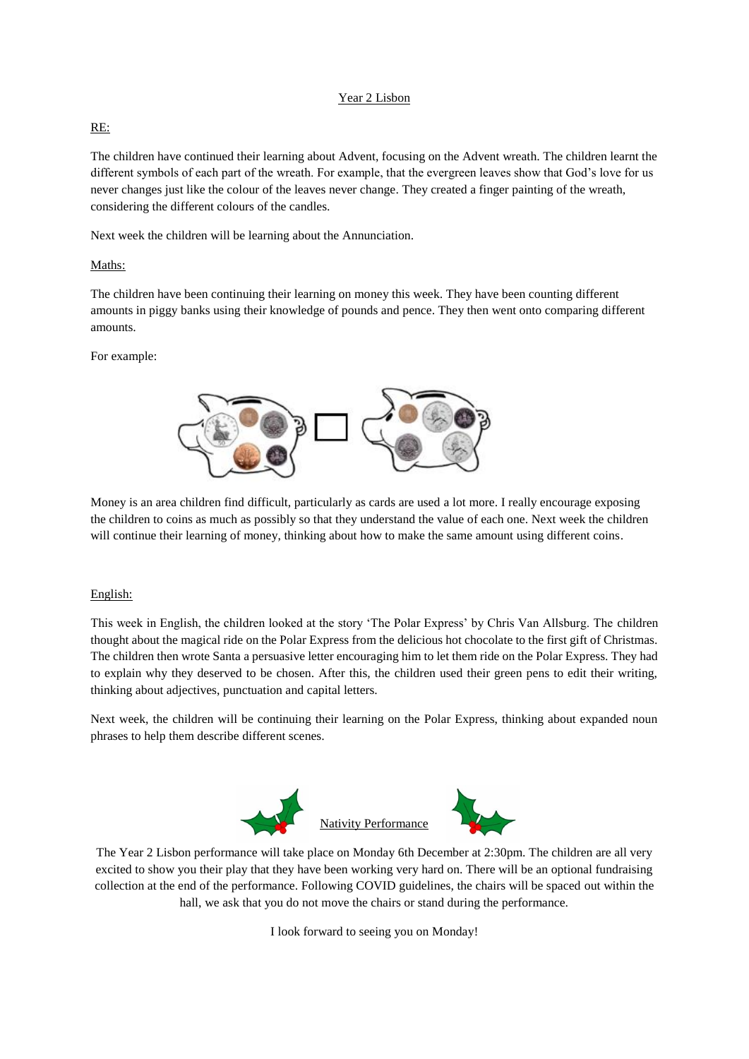# Year 2 Lisbon

## RE:

The children have continued their learning about Advent, focusing on the Advent wreath. The children learnt the different symbols of each part of the wreath. For example, that the evergreen leaves show that God's love for us never changes just like the colour of the leaves never change. They created a finger painting of the wreath, considering the different colours of the candles.

Next week the children will be learning about the Annunciation.

## Maths:

The children have been continuing their learning on money this week. They have been counting different amounts in piggy banks using their knowledge of pounds and pence. They then went onto comparing different amounts.

For example:

Money is an area children find difficult, particularly as cards are used a lot more. I really encourage exposing the children to coins as much as possibly so that they understand the value of each one. Next week the children will continue their learning of money, thinking about how to make the same amount using different coins.

## English:

This week in English, the children looked at the story 'The Polar Express' by Chris Van Allsburg. The children thought about the magical ride on the Polar Express from the delicious hot chocolate to the first gift of Christmas. The children then wrote Santa a persuasive letter encouraging him to let them ride on the Polar Express. They had to explain why they deserved to be chosen. After this, the children used their green pens to edit their writing, thinking about adjectives, punctuation and capital letters.

Next week, the children will be continuing their learning on the Polar Express, thinking about expanded noun phrases to help them describe different scenes.

## Nativity Performance

The Year 2 Lisbon performance will take place on Monday 6th December at 2:30pm. The children are all very excited to show you their play that they have been working very hard on. There will be an optional fundraising collection at the end of the performance. Following COVID guidelines, the chairs will be spaced out within the hall, we ask that you do not move the chairs or stand during the performance.

I look forward to seeing you on Monday!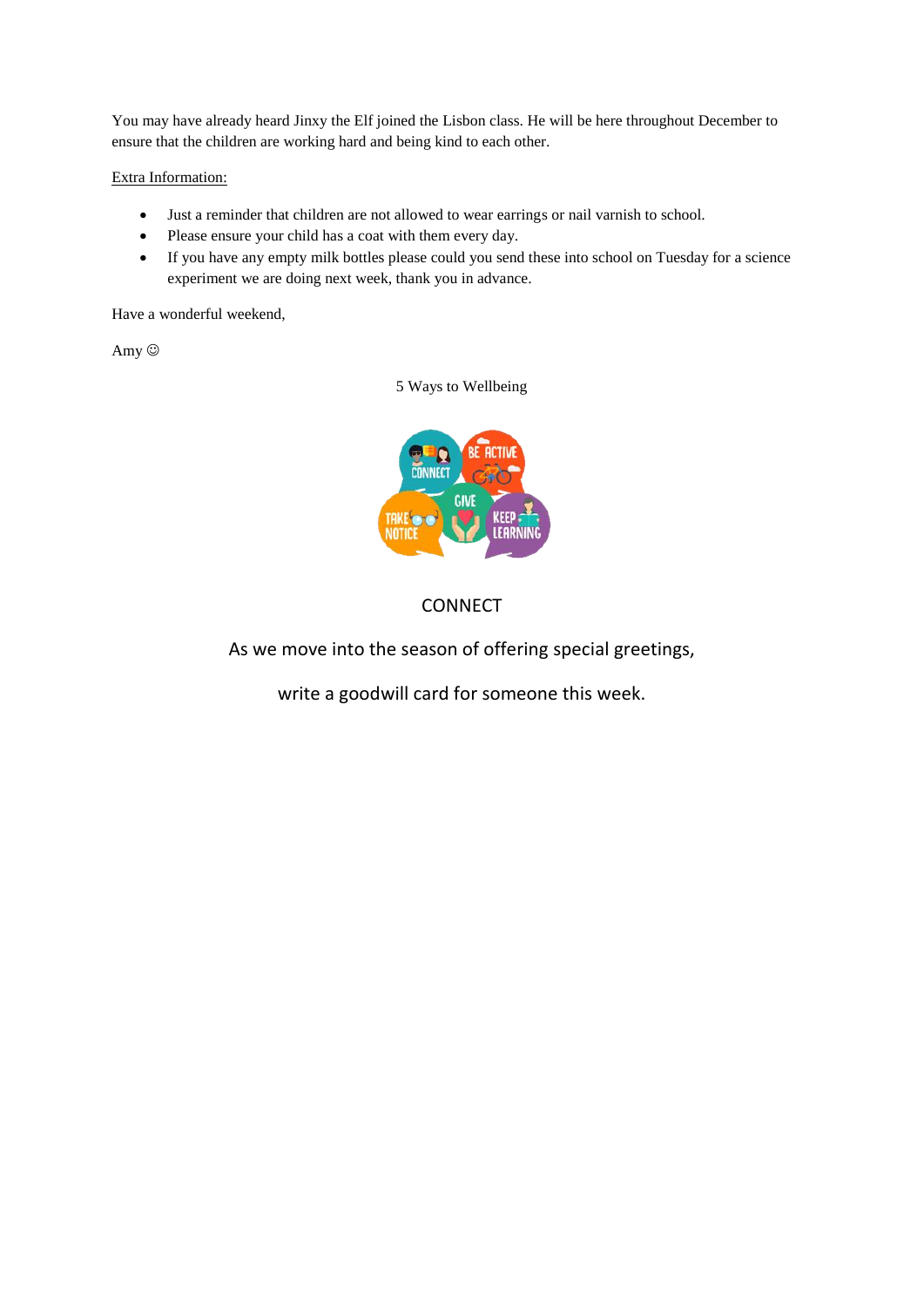You may have already heard Jinxy the Elf joined the Lisbon class. He will be here throughout December to ensure that the children are working hard and being kind to each other.

Extra Information:

- Just a reminder that children are not allowed to wear earrings or nail varnish to school.
- Please ensure your child has a coat with them every day.
- If you have any empty milk bottles please could you send these into school on Tuesday for a science experiment we are doing next week, thank you in advance.

Have a wonderful weekend,

Amy ☺

5 Ways to Wellbeing

CONNECT

BE ACTIVE

GIVE

TAKE NOTICE

KEEP LEARNING

CONNECT

As we move into the season of offering special greetings,

write a goodwill card for someone this week.